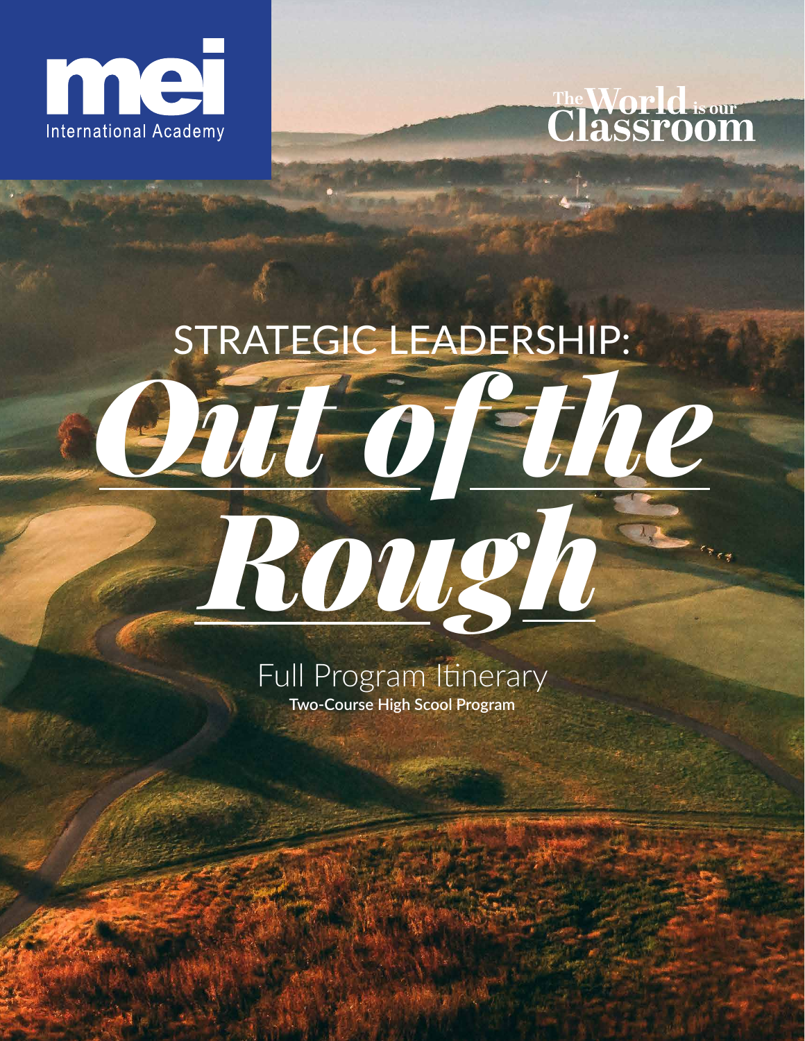mei International Academy

The World is our Classroom

# STRATEGIC LEADERSHIP: *Out of the Rough*

## Full Program Itinerary

**Two-Course High Scool Program**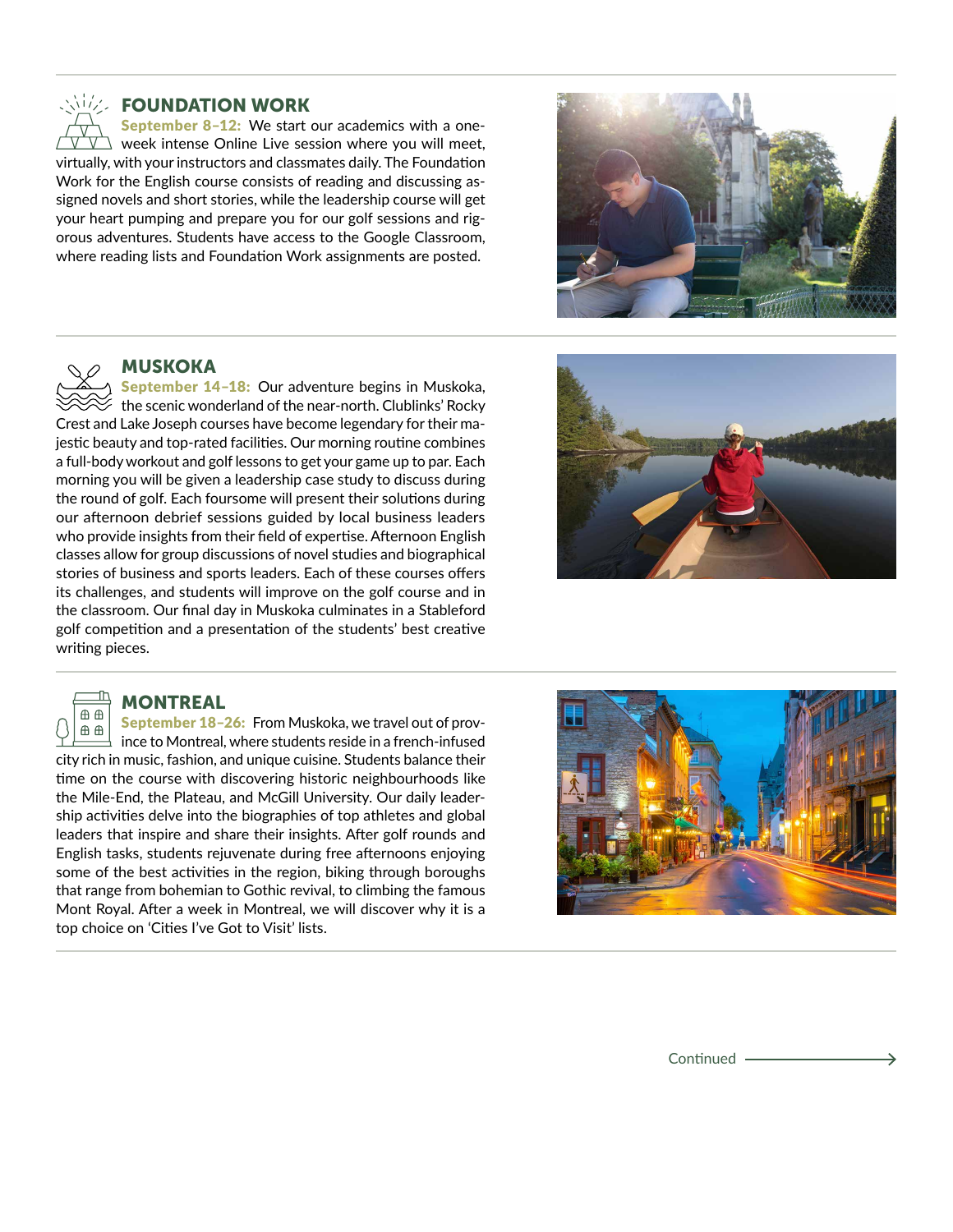## FOUNDATION WORK

**September 8–12:** We start our academics with a one-week intense Online Live session where you will meet, virtually, with your instructors and classmates daily. The Foundation Work for the English course consists of reading and discussing assigned novels and short stories, while the leadership course will get your heart pumping and prepare you for our golf sessions and rigorous adventures. Students have access to the Google Classroom, where reading lists and Foundation Work assignments are posted.

## MUSKOKA

**September 14–18:** Our adventure begins in Muskoka, the scenic wonderland of the near-north. Clublinks' Rocky Crest and Lake Joseph courses have become legendary for their majestic beauty and top-rated facilities. Our morning routine combines a full-body workout and golf lessons to get your game up to par. Each morning you will be given a leadership case study to discuss during the round of golf. Each foursome will present their solutions during our afternoon debrief sessions guided by local business leaders who provide insights from their field of expertise. Afternoon English classes allow for group discussions of novel studies and biographical stories of business and sports leaders. Each of these courses offers its challenges, and students will improve on the golf course and in the classroom. Our final day in Muskoka culminates in a Stableford golf competition and a presentation of the students' best creative writing pieces.

## MONTREAL

**September 18–26:** From Muskoka, we travel out of province to Montreal, where students reside in a french-infused city rich in music, fashion, and unique cuisine. Students balance their time on the course with discovering historic neighbourhoods like the Mile-End, the Plateau, and McGill University. Our daily leadership activities delve into the biographies of top athletes and global leaders that inspire and share their insights. After golf rounds and English tasks, students rejuvenate during free afternoons enjoying some of the best activities in the region, biking through boroughs that range from bohemian to Gothic revival, to climbing the famous Mont Royal. After a week in Montreal, we will discover why it is a top choice on 'Cities I've Got to Visit' lists.

Continued →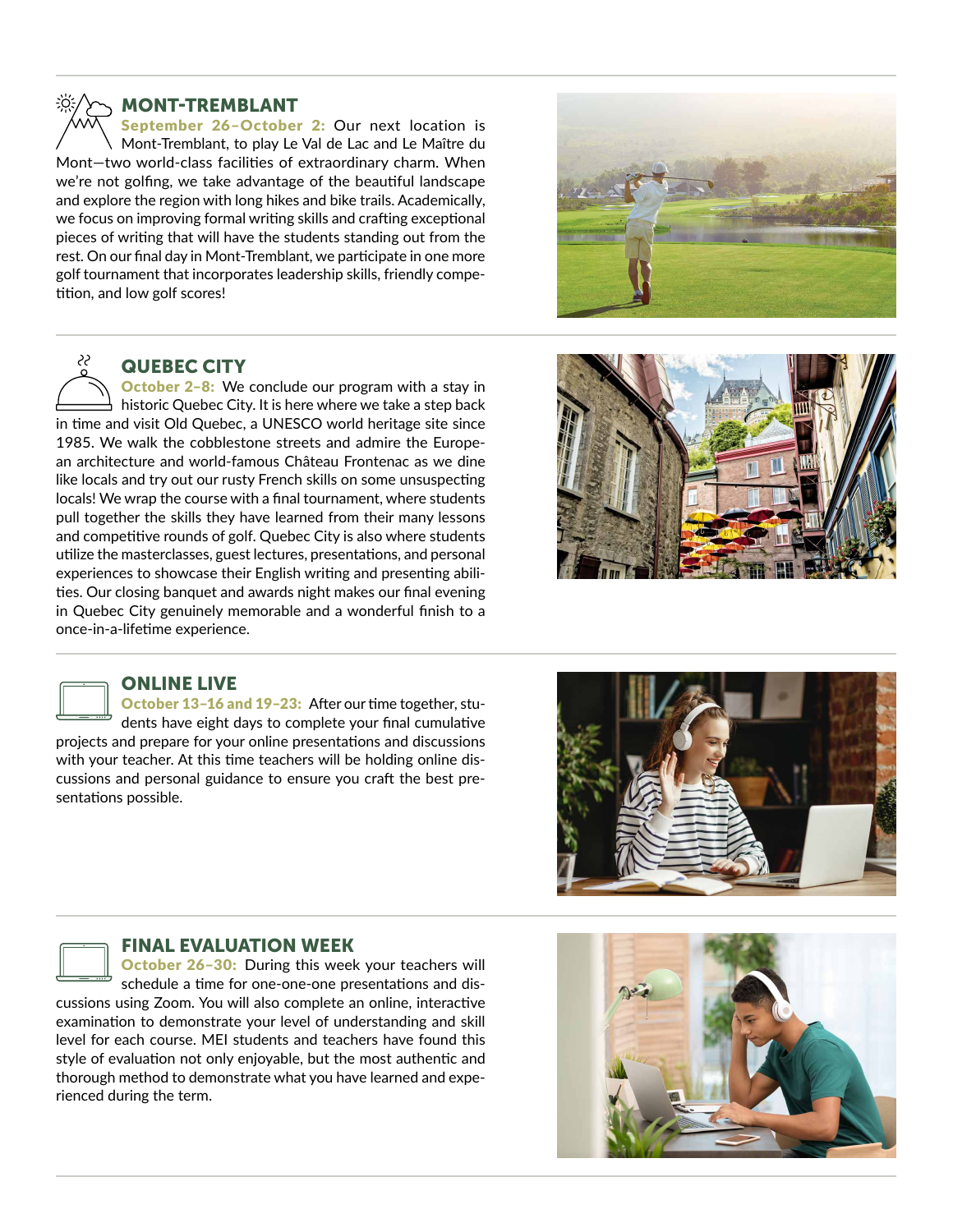## MONT-TREMBLANT

**September 26–October 2:** Our next location is Mont-Tremblant, to play Le Val de Lac and Le Maître du Mont—two world-class facilities of extraordinary charm. When we're not golfing, we take advantage of the beautiful landscape and explore the region with long hikes and bike trails. Academically, we focus on improving formal writing skills and crafting exceptional pieces of writing that will have the students standing out from the rest. On our final day in Mont-Tremblant, we participate in one more golf tournament that incorporates leadership skills, friendly competition, and low golf scores!

## QUEBEC CITY

**October 2–8:** We conclude our program with a stay in historic Quebec City. It is here where we take a step back in time and visit Old Quebec, a UNESCO world heritage site since 1985. We walk the cobblestone streets and admire the European architecture and world-famous Château Frontenac as we dine like locals and try out our rusty French skills on some unsuspecting locals! We wrap the course with a final tournament, where students pull together the skills they have learned from their many lessons and competitive rounds of golf. Quebec City is also where students utilize the masterclasses, guest lectures, presentations, and personal experiences to showcase their English writing and presenting abilities. Our closing banquet and awards night makes our final evening in Quebec City genuinely memorable and a wonderful finish to a once-in-a-lifetime experience.

## ONLINE LIVE

**October 13–16 and 19–23:** After our time together, students have eight days to complete your final cumulative projects and prepare for your online presentations and discussions with your teacher. At this time teachers will be holding online discussions and personal guidance to ensure you craft the best presentations possible.

## FINAL EVALUATION WEEK

**October 26–30:** During this week your teachers will schedule a time for one-one-one presentations and discussions using Zoom. You will also complete an online, interactive examination to demonstrate your level of understanding and skill level for each course. MEI students and teachers have found this style of evaluation not only enjoyable, but the most authentic and thorough method to demonstrate what you have learned and experienced during the term.